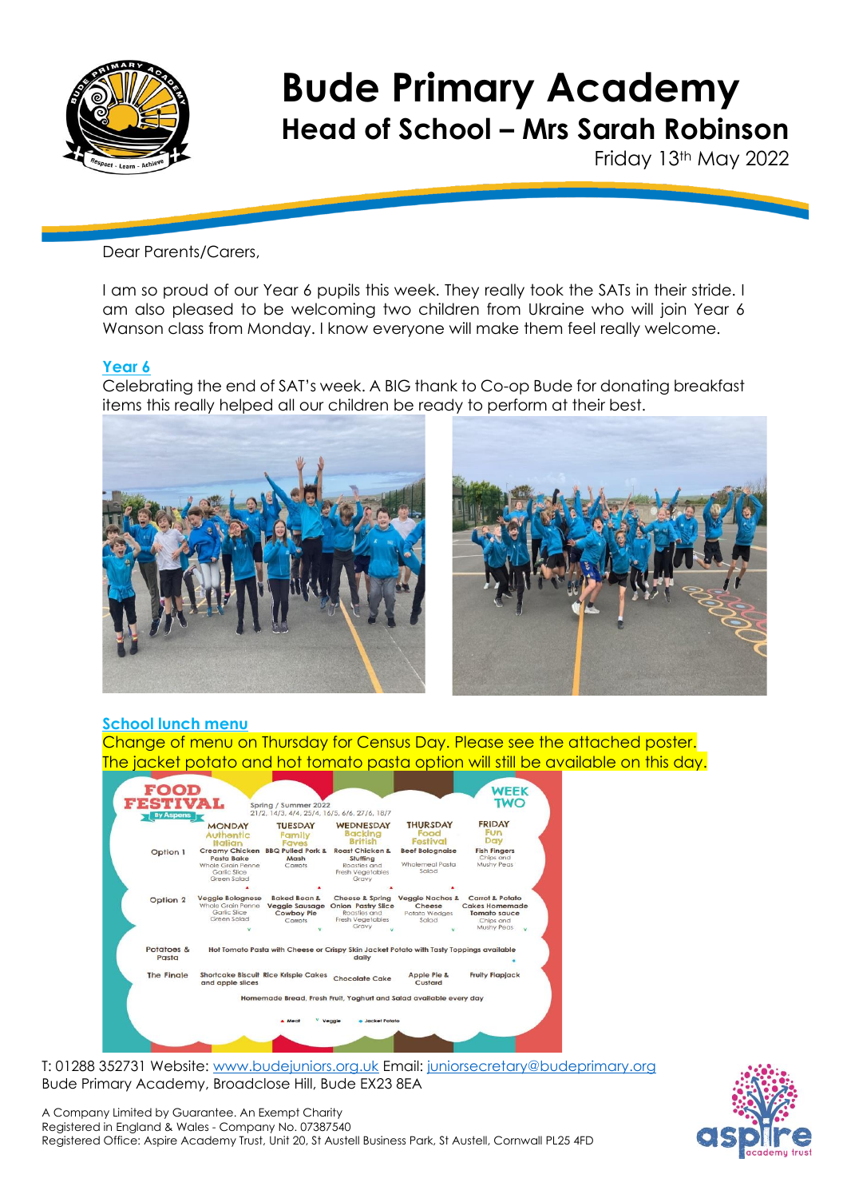# Bude Primary Academy

## Head of School – Mrs Sarah Robinson

Friday 13th May 2022

Dear Parents/Carers,

I am so proud of our Year 6 pupils this week. They really took the SATs in their stride. I am also pleased to be welcoming two children from Ukraine who will join Year 6 Wanson class from Monday. I know everyone will make them feel really welcome.

### Year 6

Celebrating the end of SAT's week. A BIG thank to Co-op Bude for donating breakfast items this really helped all our children be ready to perform at their best.

### School lunch menu

Change of menu on Thursday for Census Day. Please see the attached poster. The jacket potato and hot tomato pasta option will still be available on this day.

**FOOD FESTIVAL** by Aspens — Spring / Summer 2022 — 21/2, 14/3, 4/4, 25/4, 16/5, 6/6, 27/6, 18/7 — **WEEK TWO**

| | MONDAY Authentic Italian | TUESDAY Family Faves | WEDNESDAY Backing British | THURSDAY Food Festival | FRIDAY Fun Day |
|---|---|---|---|---|---|
| Option 1 | Creamy Chicken Pasta Bake, Whole Grain Penne, Garlic Slice, Green Salad | BBQ Pulled Pork & Mash, Carrots | Roast Chicken & Stuffing, Roasties and Fresh Vegetables, Gravy | Beef Bolognaise, Wholemeal Pasta, Salad | Fish Fingers, Chips and Mushy Peas |
| Option 2 | Veggie Bolognese, Whole Grain Penne, Garlic Slice, Green Salad | Baked Bean & Veggie Sausage Cowboy Pie, Carrots | Cheese & Spring Onion Pastry Slice, Roasties and Fresh Vegetables, Gravy | Veggie Nachos & Cheese, Potato Wedges, Salad | Carrot & Potato Cakes Homemade Tomato sauce, Chips and Mushy Peas |
| Potatoes & Pasta | Hot Tomato Pasta with Cheese or Crispy Skin Jacket Potato with Tasty Toppings available daily | | | | |
| The Finale | Shortcake Biscuit and apple slices | Rice Krispie Cakes | Chocolate Cake | Apple Pie & Custard | Fruity Flapjack |

Homemade Bread, Fresh Fruit, Yoghurt and Salad available every day

▲ Meat ✓ Veggie ◆ Jacket Potato

T: 01288 352731 Website: www.budejuniors.org.uk Email: juniorsecretary@budeprimary.org
Bude Primary Academy, Broadclose Hill, Bude EX23 8EA

A Company Limited by Guarantee. An Exempt Charity
Registered in England & Wales - Company No. 07387540
Registered Office: Aspire Academy Trust, Unit 20, St Austell Business Park, St Austell, Cornwall PL25 4FD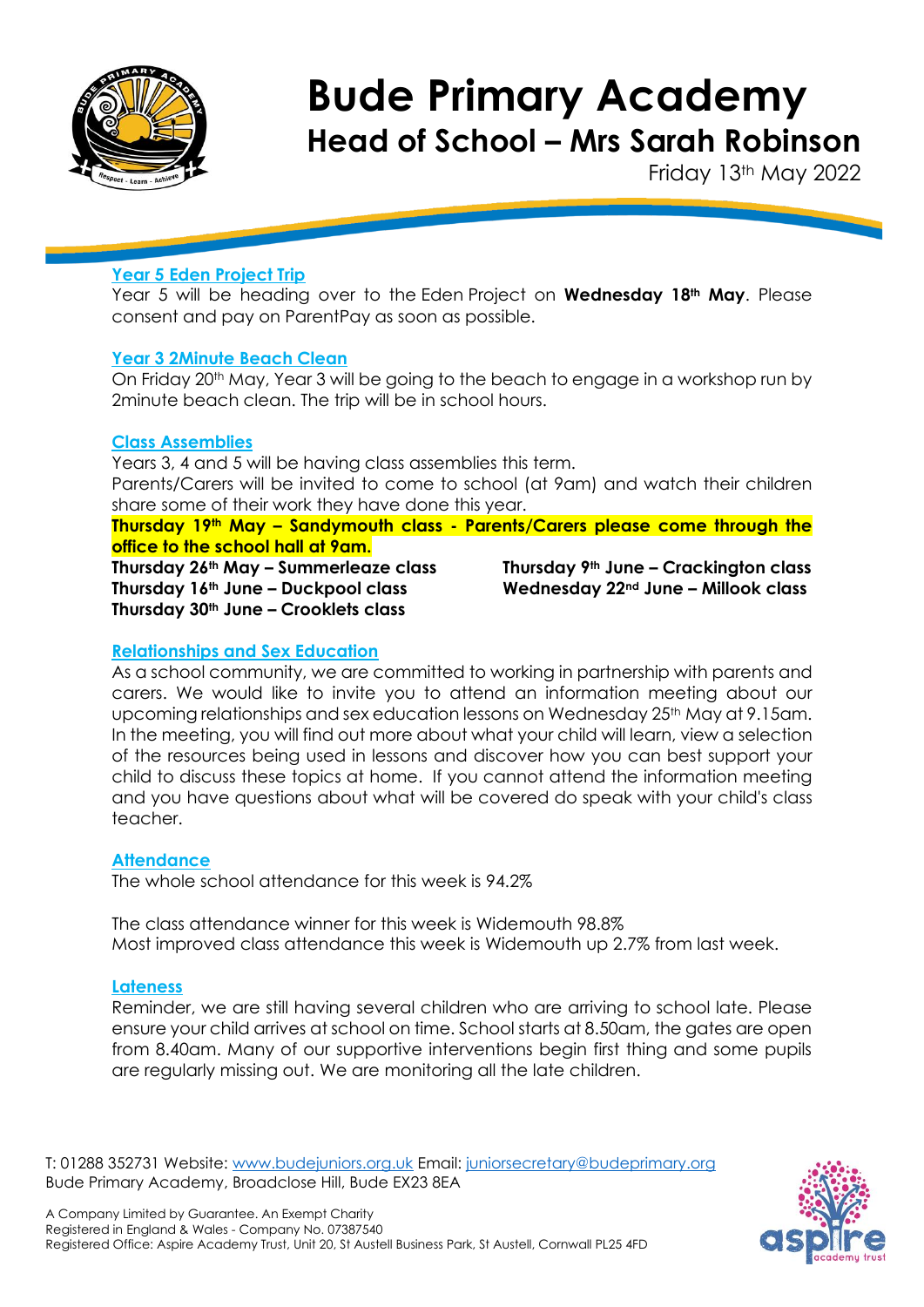# Bude Primary Academy

## Head of School – Mrs Sarah Robinson

Friday 13th May 2022

### Year 5 Eden Project Trip

Year 5 will be heading over to the Eden Project on **Wednesday 18th May**. Please consent and pay on ParentPay as soon as possible.

### Year 3 2Minute Beach Clean

On Friday 20th May, Year 3 will be going to the beach to engage in a workshop run by 2minute beach clean. The trip will be in school hours.

### Class Assemblies

Years 3, 4 and 5 will be having class assemblies this term.
Parents/Carers will be invited to come to school (at 9am) and watch their children share some of their work they have done this year.

**Thursday 19th May – Sandymouth class - Parents/Carers please come through the office to the school hall at 9am.**

**Thursday 26th May – Summerleaze class**
**Thursday 16th June – Duckpool class**
**Thursday 30th June – Crooklets class**
**Thursday 9th June – Crackington class**
**Wednesday 22nd June – Millook class**

### Relationships and Sex Education

As a school community, we are committed to working in partnership with parents and carers. We would like to invite you to attend an information meeting about our upcoming relationships and sex education lessons on Wednesday 25th May at 9.15am. In the meeting, you will find out more about what your child will learn, view a selection of the resources being used in lessons and discover how you can best support your child to discuss these topics at home. If you cannot attend the information meeting and you have questions about what will be covered do speak with your child's class teacher.

### Attendance

The whole school attendance for this week is 94.2%

The class attendance winner for this week is Widemouth 98.8%
Most improved class attendance this week is Widemouth up 2.7% from last week.

### Lateness

Reminder, we are still having several children who are arriving to school late. Please ensure your child arrives at school on time. School starts at 8.50am, the gates are open from 8.40am. Many of our supportive interventions begin first thing and some pupils are regularly missing out. We are monitoring all the late children.

T: 01288 352731 Website: www.budejuniors.org.uk Email: juniorsecretary@budeprimary.org
Bude Primary Academy, Broadclose Hill, Bude EX23 8EA

A Company Limited by Guarantee. An Exempt Charity
Registered in England & Wales - Company No. 07387540
Registered Office: Aspire Academy Trust, Unit 20, St Austell Business Park, St Austell, Cornwall PL25 4FD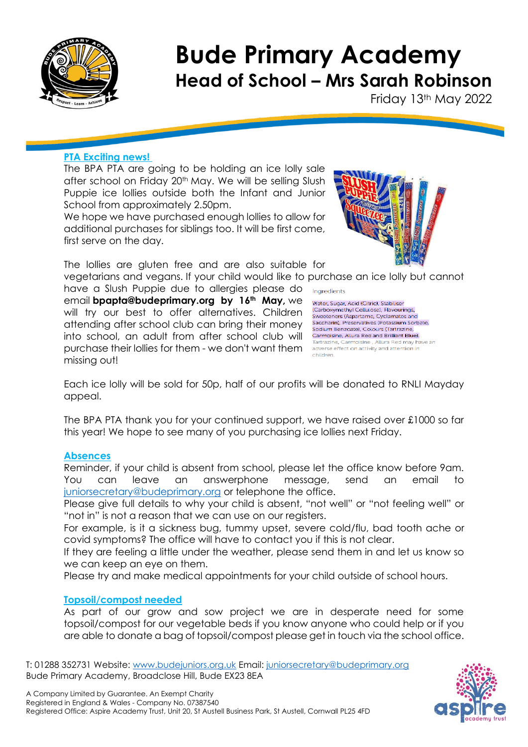# Bude Primary Academy

## Head of School – Mrs Sarah Robinson

Friday 13th May 2022

### PTA Exciting news!

The BPA PTA are going to be holding an ice lolly sale after school on Friday 20th May. We will be selling Slush Puppie ice lollies outside both the Infant and Junior School from approximately 2.50pm.

We hope we have purchased enough lollies to allow for additional purchases for siblings too. It will be first come, first serve on the day.

The lollies are gluten free and are also suitable for vegetarians and vegans. If your child would like to purchase an ice lolly but cannot have a Slush Puppie due to allergies please do email **bpapta@budeprimary.org by 16th May,** we will try our best to offer alternatives. Children attending after school club can bring their money into school, an adult from after school club will purchase their lollies for them - we don't want them missing out!

Ingredients

Water, Sugar, Acid (Citric), Stabiliser (Carboxymethyl Cellulose), Flavourings, Sweeteners (Aspartame, Cyclamates and Saccharin), Preservatives (Potassium Sorbate, Sodium Benzoate), Colours (Tartrazine, Carmoisine, Allura Red and Brilliant Blue). Tartrazine, Carmoisine, Allura Red may have an adverse effect on activity and attention in children.

Each ice lolly will be sold for 50p, half of our profits will be donated to RNLI Mayday appeal.

The BPA PTA thank you for your continued support, we have raised over £1000 so far this year! We hope to see many of you purchasing ice lollies next Friday.

### Absences

Reminder, if your child is absent from school, please let the office know before 9am. You can leave an answerphone message, send an email to juniorsecretary@budeprimary.org or telephone the office.

Please give full details to why your child is absent, "not well" or "not feeling well" or "not in" is not a reason that we can use on our registers.

For example, is it a sickness bug, tummy upset, severe cold/flu, bad tooth ache or covid symptoms? The office will have to contact you if this is not clear.

If they are feeling a little under the weather, please send them in and let us know so we can keep an eye on them.

Please try and make medical appointments for your child outside of school hours.

### Topsoil/compost needed

As part of our grow and sow project we are in desperate need for some topsoil/compost for our vegetable beds if you know anyone who could help or if you are able to donate a bag of topsoil/compost please get in touch via the school office.

T: 01288 352731 Website: www.budejuniors.org.uk Email: juniorsecretary@budeprimary.org
Bude Primary Academy, Broadclose Hill, Bude EX23 8EA

A Company Limited by Guarantee. An Exempt Charity
Registered in England & Wales - Company No. 07387540
Registered Office: Aspire Academy Trust, Unit 20, St Austell Business Park, St Austell, Cornwall PL25 4FD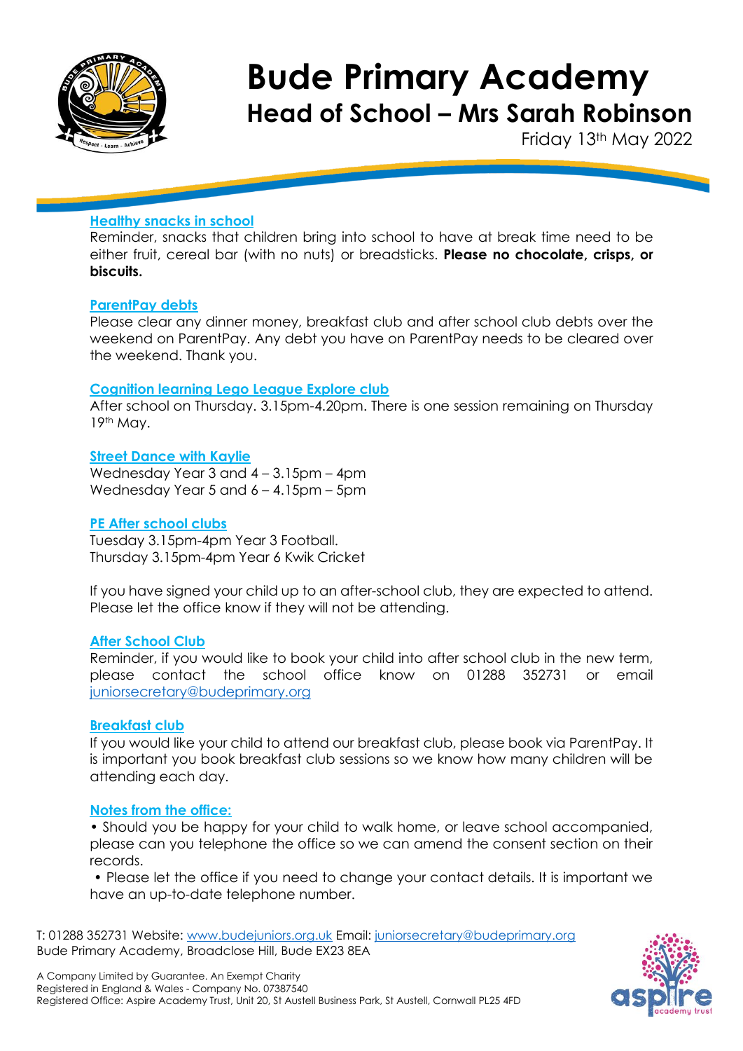# Bude Primary Academy

## Head of School – Mrs Sarah Robinson

Friday 13th May 2022

### Healthy snacks in school

Reminder, snacks that children bring into school to have at break time need to be either fruit, cereal bar (with no nuts) or breadsticks. **Please no chocolate, crisps, or biscuits.**

### ParentPay debts

Please clear any dinner money, breakfast club and after school club debts over the weekend on ParentPay. Any debt you have on ParentPay needs to be cleared over the weekend. Thank you.

### Cognition learning Lego League Explore club

After school on Thursday. 3.15pm-4.20pm. There is one session remaining on Thursday 19th May.

### Street Dance with Kaylie

Wednesday Year 3 and 4 – 3.15pm – 4pm
Wednesday Year 5 and 6 – 4.15pm – 5pm

### PE After school clubs

Tuesday 3.15pm-4pm Year 3 Football.
Thursday 3.15pm-4pm Year 6 Kwik Cricket

If you have signed your child up to an after-school club, they are expected to attend. Please let the office know if they will not be attending.

### After School Club

Reminder, if you would like to book your child into after school club in the new term, please contact the school office know on 01288 352731 or email juniorsecretary@budeprimary.org

### Breakfast club

If you would like your child to attend our breakfast club, please book via ParentPay. It is important you book breakfast club sessions so we know how many children will be attending each day.

### Notes from the office:

- Should you be happy for your child to walk home, or leave school accompanied, please can you telephone the office so we can amend the consent section on their records.
- Please let the office if you need to change your contact details. It is important we have an up-to-date telephone number.

T: 01288 352731 Website: www.budejuniors.org.uk Email: juniorsecretary@budeprimary.org
Bude Primary Academy, Broadclose Hill, Bude EX23 8EA

A Company Limited by Guarantee. An Exempt Charity
Registered in England & Wales - Company No. 07387540
Registered Office: Aspire Academy Trust, Unit 20, St Austell Business Park, St Austell, Cornwall PL25 4FD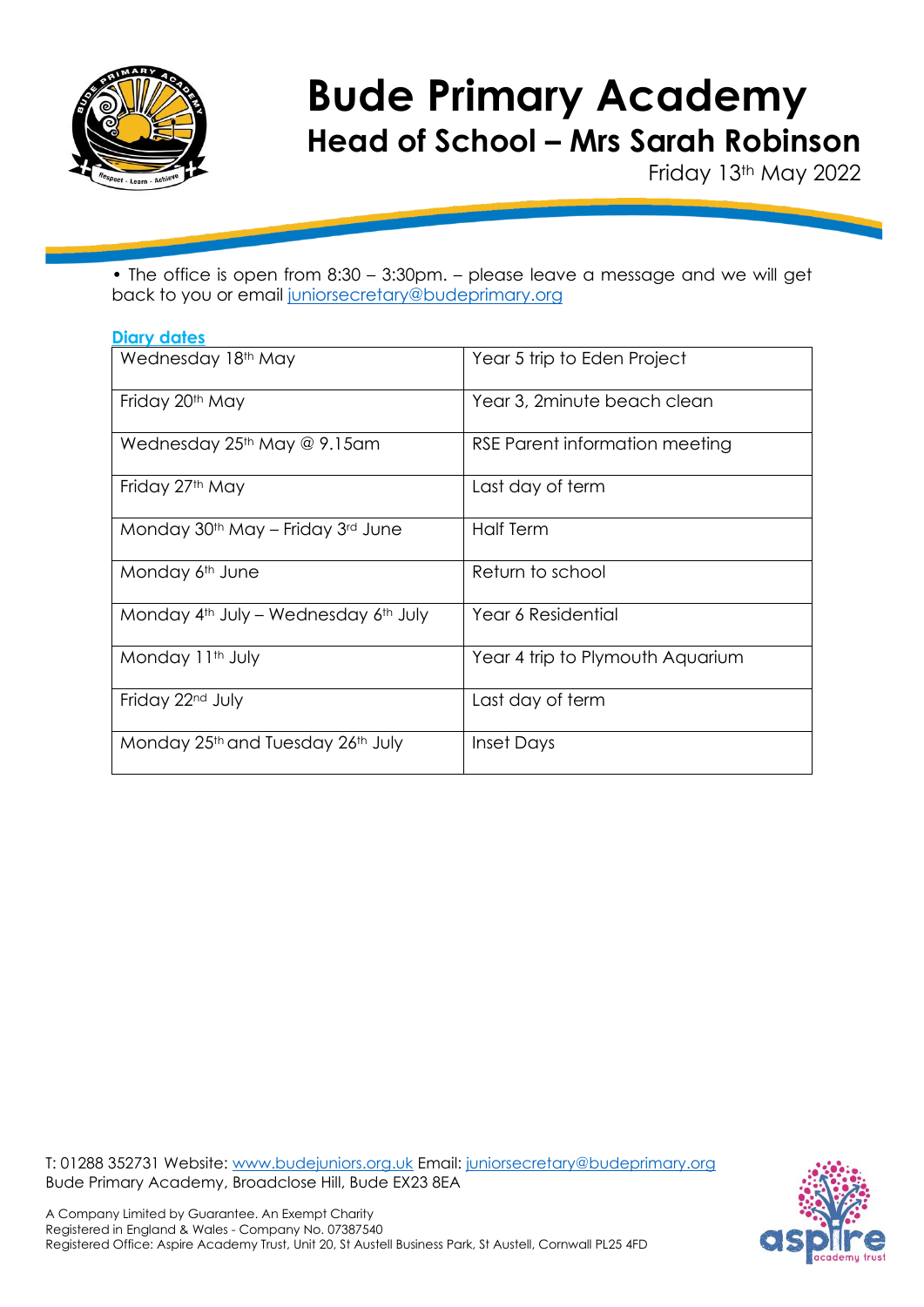# Bude Primary Academy

## Head of School – Mrs Sarah Robinson

Friday 13th May 2022

• The office is open from 8:30 – 3:30pm. – please leave a message and we will get back to you or email juniorsecretary@budeprimary.org

**Diary dates**

| | |
|---|---|
| Wednesday 18th May | Year 5 trip to Eden Project |
| Friday 20th May | Year 3, 2minute beach clean |
| Wednesday 25th May @ 9.15am | RSE Parent information meeting |
| Friday 27th May | Last day of term |
| Monday 30th May – Friday 3rd June | Half Term |
| Monday 6th June | Return to school |
| Monday 4th July – Wednesday 6th July | Year 6 Residential |
| Monday 11th July | Year 4 trip to Plymouth Aquarium |
| Friday 22nd July | Last day of term |
| Monday 25th and Tuesday 26th July | Inset Days |

T: 01288 352731 Website: www.budejuniors.org.uk Email: juniorsecretary@budeprimary.org
Bude Primary Academy, Broadclose Hill, Bude EX23 8EA

A Company Limited by Guarantee. An Exempt Charity
Registered in England & Wales - Company No. 07387540
Registered Office: Aspire Academy Trust, Unit 20, St Austell Business Park, St Austell, Cornwall PL25 4FD